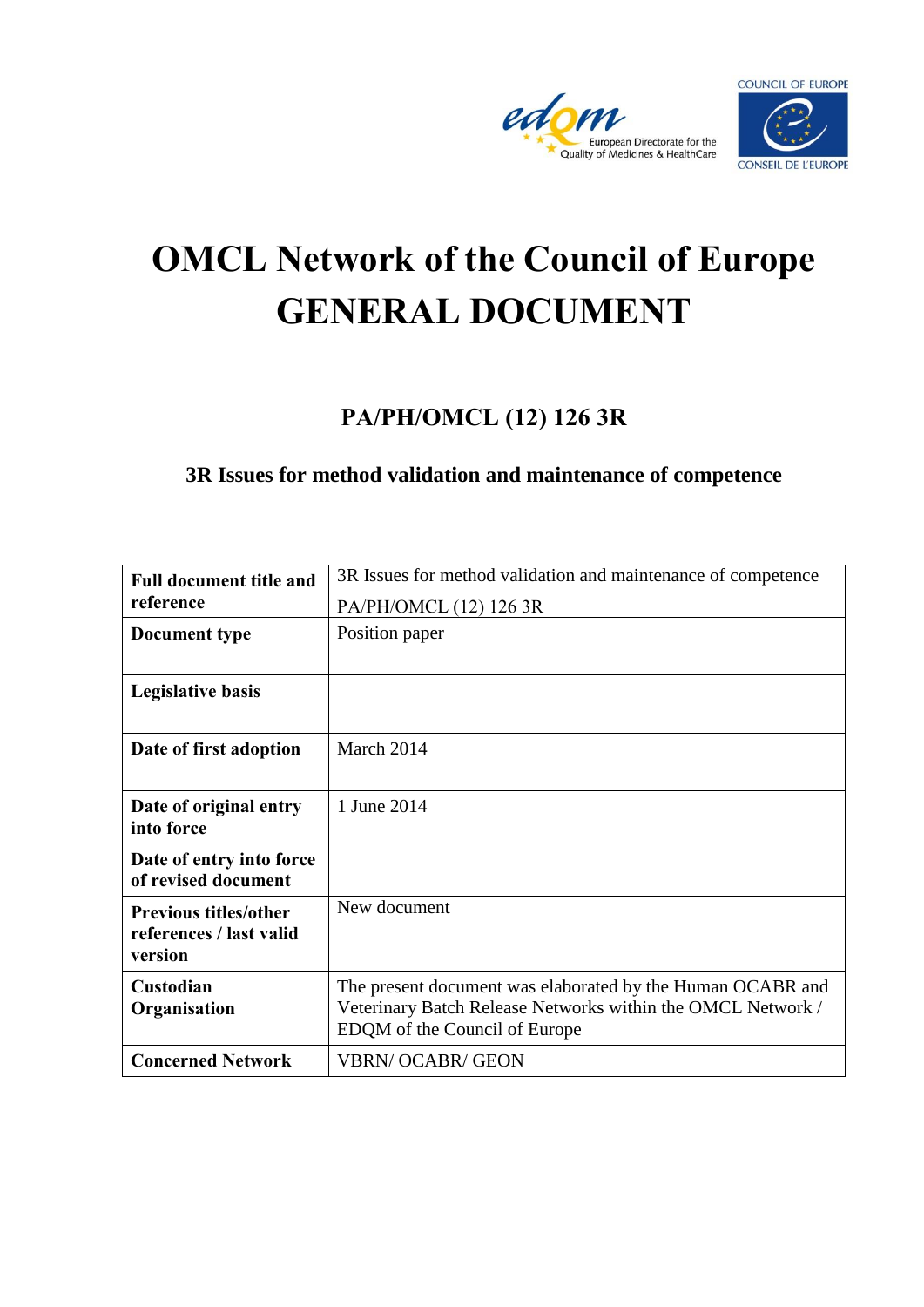# OMCL Network of the Council of Europe
# GENERAL DOCUMENT

## PA/PH/OMCL (12) 126 3R

### 3R Issues for method validation and maintenance of competence

| **Full document title and reference** | 3R Issues for method validation and maintenance of competence<br>PA/PH/OMCL (12) 126 3R |
|---|---|
| **Document type** | Position paper |
| **Legislative basis** | |
| **Date of first adoption** | March 2014 |
| **Date of original entry into force** | 1 June 2014 |
| **Date of entry into force of revised document** | |
| **Previous titles/other references / last valid version** | New document |
| **Custodian Organisation** | The present document was elaborated by the Human OCABR and Veterinary Batch Release Networks within the OMCL Network / EDQM of the Council of Europe |
| **Concerned Network** | VBRN/ OCABR/ GEON |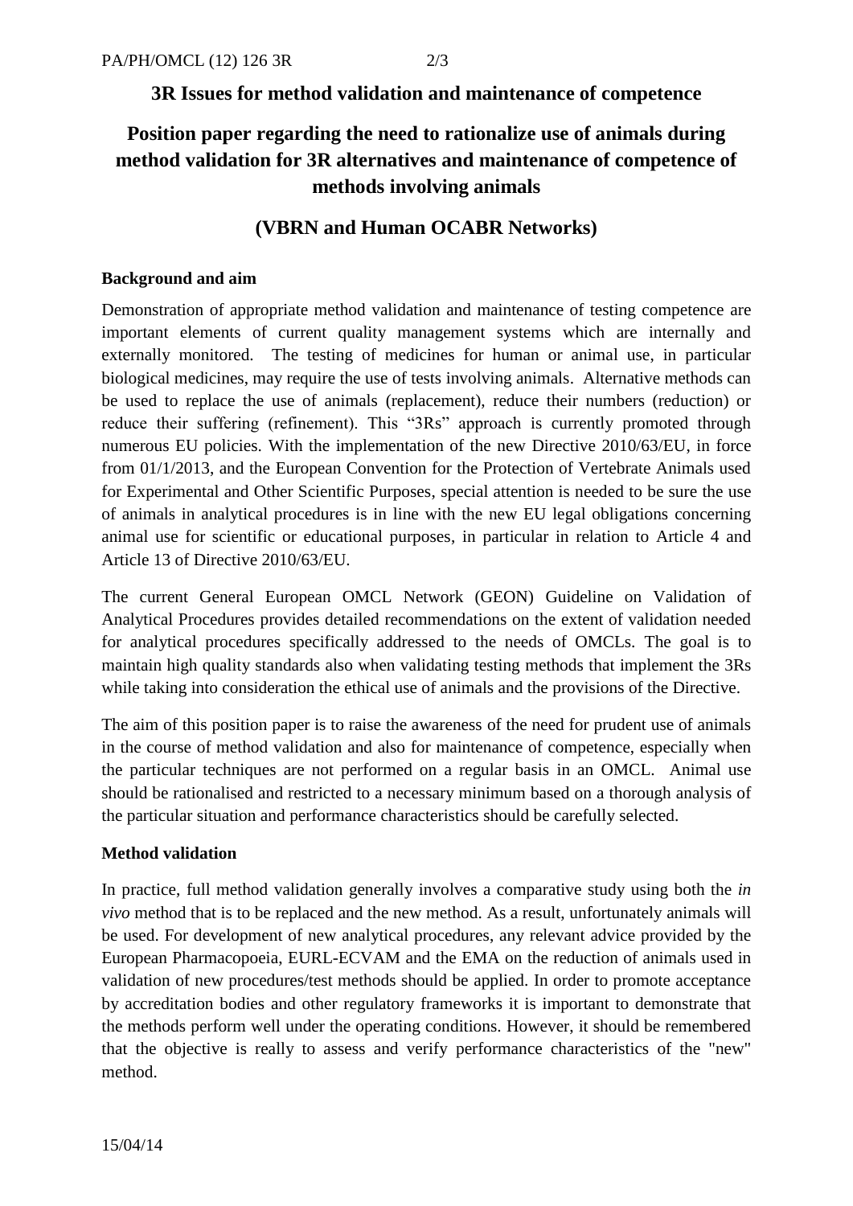# 3R Issues for method validation and maintenance of competence

## Position paper regarding the need to rationalize use of animals during method validation for 3R alternatives and maintenance of competence of methods involving animals

## (VBRN and Human OCABR Networks)

**Background and aim**

Demonstration of appropriate method validation and maintenance of testing competence are important elements of current quality management systems which are internally and externally monitored. The testing of medicines for human or animal use, in particular biological medicines, may require the use of tests involving animals. Alternative methods can be used to replace the use of animals (replacement), reduce their numbers (reduction) or reduce their suffering (refinement). This "3Rs" approach is currently promoted through numerous EU policies. With the implementation of the new Directive 2010/63/EU, in force from 01/1/2013, and the European Convention for the Protection of Vertebrate Animals used for Experimental and Other Scientific Purposes, special attention is needed to be sure the use of animals in analytical procedures is in line with the new EU legal obligations concerning animal use for scientific or educational purposes, in particular in relation to Article 4 and Article 13 of Directive 2010/63/EU.

The current General European OMCL Network (GEON) Guideline on Validation of Analytical Procedures provides detailed recommendations on the extent of validation needed for analytical procedures specifically addressed to the needs of OMCLs. The goal is to maintain high quality standards also when validating testing methods that implement the 3Rs while taking into consideration the ethical use of animals and the provisions of the Directive.

The aim of this position paper is to raise the awareness of the need for prudent use of animals in the course of method validation and also for maintenance of competence, especially when the particular techniques are not performed on a regular basis in an OMCL. Animal use should be rationalised and restricted to a necessary minimum based on a thorough analysis of the particular situation and performance characteristics should be carefully selected.

**Method validation**

In practice, full method validation generally involves a comparative study using both the *in vivo* method that is to be replaced and the new method. As a result, unfortunately animals will be used. For development of new analytical procedures, any relevant advice provided by the European Pharmacopoeia, EURL-ECVAM and the EMA on the reduction of animals used in validation of new procedures/test methods should be applied. In order to promote acceptance by accreditation bodies and other regulatory frameworks it is important to demonstrate that the methods perform well under the operating conditions. However, it should be remembered that the objective is really to assess and verify performance characteristics of the "new" method.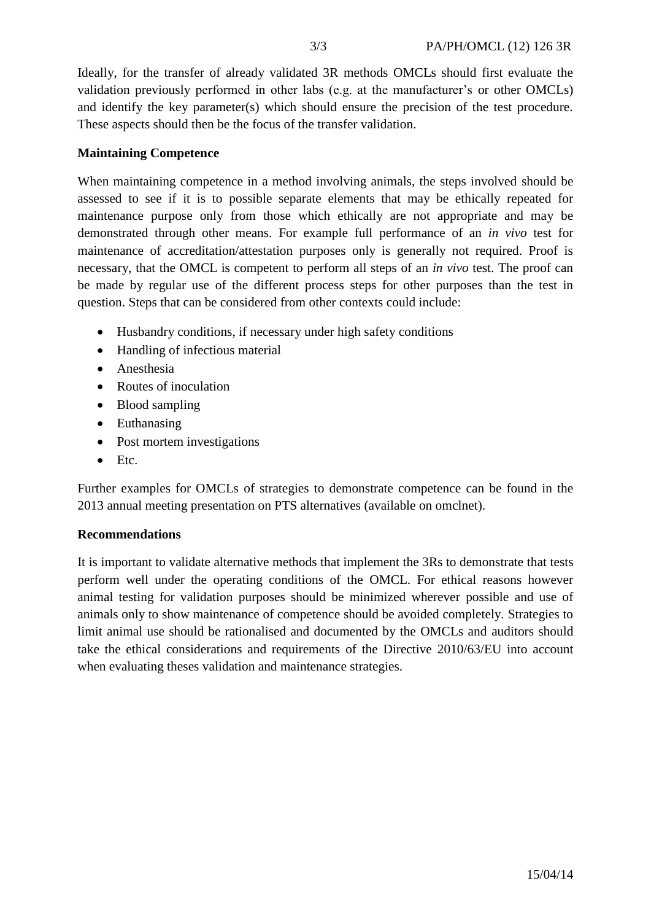Ideally, for the transfer of already validated 3R methods OMCLs should first evaluate the validation previously performed in other labs (e.g. at the manufacturer's or other OMCLs) and identify the key parameter(s) which should ensure the precision of the test procedure. These aspects should then be the focus of the transfer validation.

**Maintaining Competence**

When maintaining competence in a method involving animals, the steps involved should be assessed to see if it is to possible separate elements that may be ethically repeated for maintenance purpose only from those which ethically are not appropriate and may be demonstrated through other means. For example full performance of an *in vivo* test for maintenance of accreditation/attestation purposes only is generally not required. Proof is necessary, that the OMCL is competent to perform all steps of an *in vivo* test. The proof can be made by regular use of the different process steps for other purposes than the test in question. Steps that can be considered from other contexts could include:

- Husbandry conditions, if necessary under high safety conditions
- Handling of infectious material
- Anesthesia
- Routes of inoculation
- Blood sampling
- Euthanasing
- Post mortem investigations
- Etc.

Further examples for OMCLs of strategies to demonstrate competence can be found in the 2013 annual meeting presentation on PTS alternatives (available on omclnet).

**Recommendations**

It is important to validate alternative methods that implement the 3Rs to demonstrate that tests perform well under the operating conditions of the OMCL. For ethical reasons however animal testing for validation purposes should be minimized wherever possible and use of animals only to show maintenance of competence should be avoided completely. Strategies to limit animal use should be rationalised and documented by the OMCLs and auditors should take the ethical considerations and requirements of the Directive 2010/63/EU into account when evaluating theses validation and maintenance strategies.